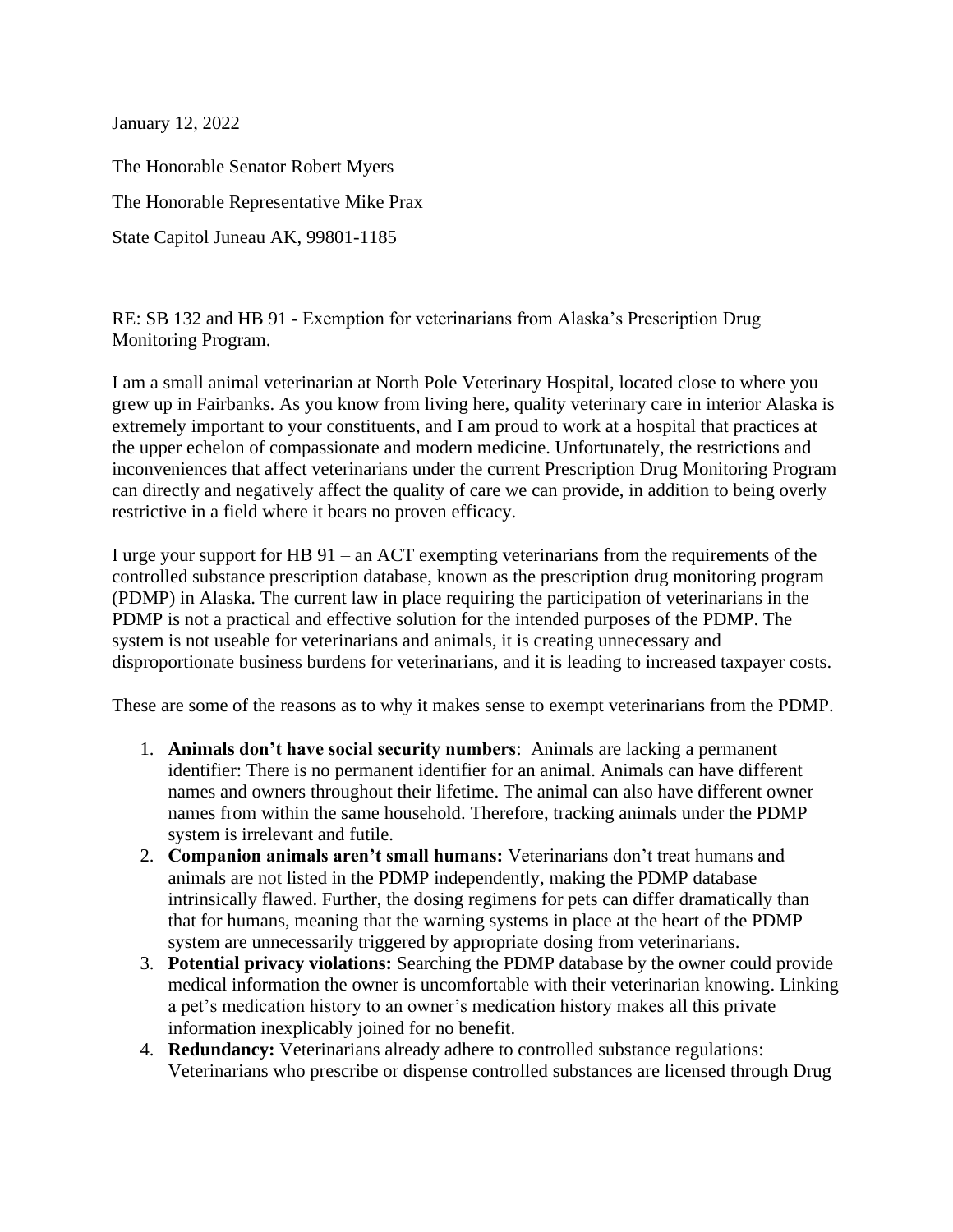January 12, 2022

The Honorable Senator Robert Myers

The Honorable Representative Mike Prax

State Capitol Juneau AK, 99801-1185

RE: SB 132 and HB 91 - Exemption for veterinarians from Alaska's Prescription Drug Monitoring Program.

I am a small animal veterinarian at North Pole Veterinary Hospital, located close to where you grew up in Fairbanks. As you know from living here, quality veterinary care in interior Alaska is extremely important to your constituents, and I am proud to work at a hospital that practices at the upper echelon of compassionate and modern medicine. Unfortunately, the restrictions and inconveniences that affect veterinarians under the current Prescription Drug Monitoring Program can directly and negatively affect the quality of care we can provide, in addition to being overly restrictive in a field where it bears no proven efficacy.

I urge your support for HB 91 – an ACT exempting veterinarians from the requirements of the controlled substance prescription database, known as the prescription drug monitoring program (PDMP) in Alaska. The current law in place requiring the participation of veterinarians in the PDMP is not a practical and effective solution for the intended purposes of the PDMP. The system is not useable for veterinarians and animals, it is creating unnecessary and disproportionate business burdens for veterinarians, and it is leading to increased taxpayer costs.

These are some of the reasons as to why it makes sense to exempt veterinarians from the PDMP.

1. **Animals don't have social security numbers**: Animals are lacking a permanent identifier: There is no permanent identifier for an animal. Animals can have different names and owners throughout their lifetime. The animal can also have different owner names from within the same household. Therefore, tracking animals under the PDMP system is irrelevant and futile.
2. **Companion animals aren't small humans:** Veterinarians don't treat humans and animals are not listed in the PDMP independently, making the PDMP database intrinsically flawed. Further, the dosing regimens for pets can differ dramatically than that for humans, meaning that the warning systems in place at the heart of the PDMP system are unnecessarily triggered by appropriate dosing from veterinarians.
3. **Potential privacy violations:** Searching the PDMP database by the owner could provide medical information the owner is uncomfortable with their veterinarian knowing. Linking a pet's medication history to an owner's medication history makes all this private information inexplicably joined for no benefit.
4. **Redundancy:** Veterinarians already adhere to controlled substance regulations: Veterinarians who prescribe or dispense controlled substances are licensed through Drug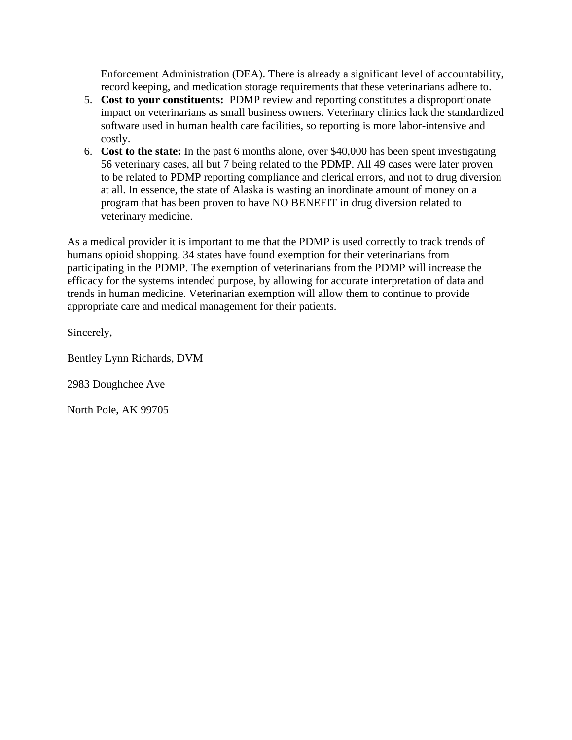Enforcement Administration (DEA). There is already a significant level of accountability, record keeping, and medication storage requirements that these veterinarians adhere to.

5. **Cost to your constituents:** PDMP review and reporting constitutes a disproportionate impact on veterinarians as small business owners. Veterinary clinics lack the standardized software used in human health care facilities, so reporting is more labor-intensive and costly.
6. **Cost to the state:** In the past 6 months alone, over $40,000 has been spent investigating 56 veterinary cases, all but 7 being related to the PDMP. All 49 cases were later proven to be related to PDMP reporting compliance and clerical errors, and not to drug diversion at all. In essence, the state of Alaska is wasting an inordinate amount of money on a program that has been proven to have NO BENEFIT in drug diversion related to veterinary medicine.

As a medical provider it is important to me that the PDMP is used correctly to track trends of humans opioid shopping. 34 states have found exemption for their veterinarians from participating in the PDMP. The exemption of veterinarians from the PDMP will increase the efficacy for the systems intended purpose, by allowing for accurate interpretation of data and trends in human medicine. Veterinarian exemption will allow them to continue to provide appropriate care and medical management for their patients.

Sincerely,

Bentley Lynn Richards, DVM

2983 Doughchee Ave

North Pole, AK 99705